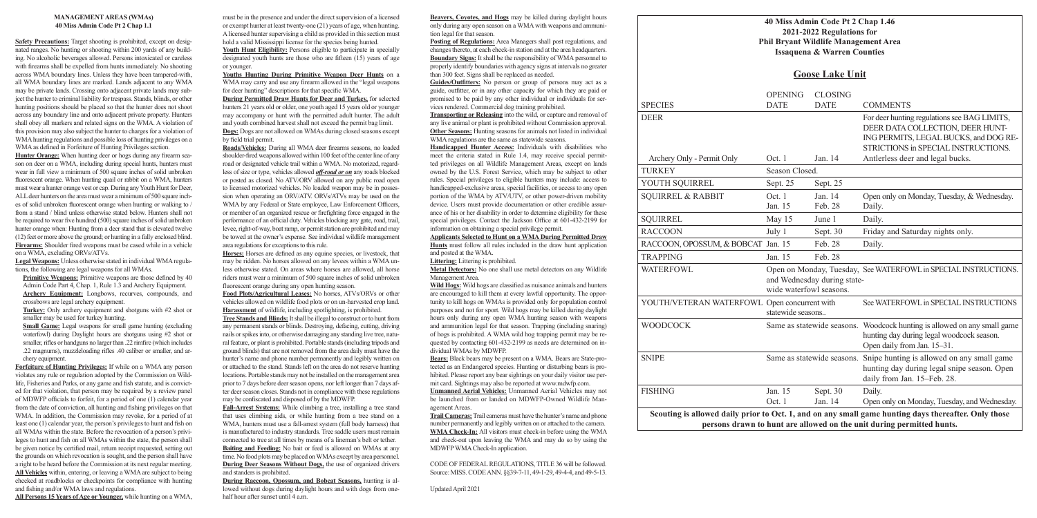## MANAGEMENT AREAS (WMAs)
## 40 Miss Admin Code Pt 2 Chap 1.1

**Safety Precautions:** Target shooting is prohibited, except on designated ranges. No hunting or shooting within 200 yards of any building. No alcoholic beverages allowed. Persons intoxicated or careless with firearms shall be expelled from hunts immediately. No shooting across WMA boundary lines. Unless they have been tampered-with, all WMA boundary lines are marked. Lands adjacent to any WMA may be private lands. Crossing onto adjacent private lands may subject the hunter to criminal liability for trespass. Stands, blinds, or other hunting positions should be placed so that the hunter does not shoot across any boundary line and onto adjacent private property. Hunters shall obey all markers and related signs on the WMA. A violation of this provision may also subject the hunter to charges for a violation of WMA hunting regulations and possible loss of hunting privileges on a WMA as defined in Forfeiture of Hunting Privileges section.

**Hunter Orange:** When hunting deer or hogs during any firearm season on deer on a WMA, including during special hunts, hunters must wear in full view a minimum of 500 square inches of solid unbroken fluorescent orange. When hunting quail or rabbit on a WMA, hunters must wear a hunter orange vest or cap. During any Youth Hunt for Deer, ALL deer hunters on the area must wear a minimum of 500 square inches of solid unbroken fluorescent orange when hunting or walking to / from a stand / blind unless otherwise stated below. Hunters shall not be required to wear five hundred (500) square inches of solid unbroken hunter orange when: Hunting from a deer stand that is elevated twelve (12) feet or more above the ground; or hunting in a fully enclosed blind.

**Firearms:** Shoulder fired weapons must be cased while in a vehicle on a WMA, excluding ORVs/ATVs.

**Legal Weapons:** Unless otherwise stated in individual WMA regulations, the following are legal weapons for all WMAs.

**Primitive Weapons:** Primitive weapons are those defined by 40 Admin Code Part 4, Chap. 1, Rule 1.3 and Archery Equipment.

**Archery Equipment:** Longbows, recurves, compounds, and crossbows are legal archery equipment.

**Turkey:** Only archery equipment and shotguns with #2 shot or smaller may be used for turkey hunting.

**Small Game:** Legal weapons for small game hunting (excluding waterfowl) during Daylight hours are shotguns using #2 shot or smaller, rifles or handguns no larger than .22 rimfire (which includes .22 magnums), muzzleloading rifles .40 caliber or smaller, and archery equipment.

**Forfeiture of Hunting Privileges:** If while on a WMA any person violates any rule or regulation adopted by the Commission on Wildlife, Fisheries and Parks, or any game and fish statute, and is convicted for that violation, that person may be required by a review panel of MDWFP officials to forfeit, for a period of one (1) calendar year from the date of conviction, all hunting and fishing privileges on that WMA. In addition, the Commission may revoke, for a period of at least one (1) calendar year, the person's privileges to hunt and fish on all WMAs within the state. Before the revocation of a person's privileges to hunt and fish on all WMAs within the state, the person shall be given notice by certified mail, return receipt requested, setting out the grounds on which revocation is sought, and the person shall have a right to be heard before the Commission at its next regular meeting.

**All Vehicles** within, entering, or leaving a WMA are subject to being checked at roadblocks or checkpoints for compliance with hunting and fishing and/or WMA laws and regulations.

**All Persons 15 Years of Age or Younger,** while hunting on a WMA, must be in the presence and under the direct supervision of a licensed or exempt hunter at least twenty-one (21) years of age, when hunting. A licensed hunter supervising a child as provided in this section must hold a valid Mississippi license for the species being hunted.

**Youth Hunt Eligibility:** Persons eligible to participate in specially designated youth hunts are those who are fifteen (15) years of age or younger.

**Youths Hunting During Primitive Weapon Deer Hunts** on a WMA may carry and use any firearm allowed in the "legal weapons for deer hunting" descriptions for that specific WMA.

**During Permitted Draw Hunts for Deer and Turkey,** for selected hunters 21 years old or older, one youth aged 15 years old or younger may accompany or hunt with the permitted adult hunter. The adult and youth combined harvest shall not exceed the permit bag limit.

**Dogs:** Dogs are not allowed on WMAs during closed seasons except by field trial permit.

**Roads/Vehicles:** During all WMA deer firearms seasons, no loaded shoulder-fired weapons allowed within 100 feet of the center line of any road or designated vehicle trail within a WMA. No motorized, regardless of type, vehicles allowed ***off-road or on*** any roads blocked or posted as closed. No ATV/ORV allowed on any public road open to licensed motorized vehicles. No loaded weapon may be in possession when operating an ORV/ATV. ORVs/ATVs may be used on the WMA by any Federal or State employee, Law Enforcement Officers, or member of an organized rescue or firefighting force engaged in the performance of an official duty. Vehicles blocking any gate, road, trail, levee, right-of-way, boat ramp, or permit station are prohibited and may be towed at the owner's expense. See individual wildlife management area regulations for exceptions to this rule.

**Horses:** Horses are defined as any equine species, or livestock, that may be ridden. No horses allowed on any levees within a WMA unless otherwise stated. On areas where horses are allowed, all horse riders must wear a minimum of 500 square inches of solid unbroken fluorescent orange during any open hunting season.

**Food Plots/Agricultural Leases:** No horses, ATVs/ORVs or other vehicles allowed on wildlife food plots or on un-harvested crop land.

**Harassment** of wildlife, including spotlighting, is prohibited.

**Tree Stands and Blinds:** It shall be illegal to construct or to hunt from any permanent stands or blinds. Destroying, defacing, cutting, driving nails or spikes into, or otherwise damaging any standing live tree, natural feature, or plant is prohibited. Portable stands (including tripods and ground blinds) that are not removed from the area daily must have the hunter's name and phone number permanently and legibly written on or attached to the stand. Stands left on the area do not reserve hunting locations. Portable stands may not be installed on the management area prior to 7 days before deer season opens, nor left longer than 7 days after deer season closes. Stands not in compliance with these regulations may be confiscated and disposed of by the MDWFP.

**Fall-Arrest Systems:** While climbing a tree, installing a tree stand that uses climbing aids, or while hunting from a tree stand on a WMA, hunters must use a fall-arrest system (full body harness) that is manufactured to industry standards. Tree saddle users must remain connected to tree at all times by means of a lineman's belt or tether.

**Baiting and Feeding:** No bait or feed is allowed on WMAs at any time. No food plots may be placed on WMAs except by area personnel.

**During Deer Seasons Without Dogs,** the use of organized drivers and standers is prohibited.

**During Raccoon, Opossum, and Bobcat Seasons,** hunting is allowed without dogs during daylight hours and with dogs from one-half hour after sunset until 4 a.m.

**Beavers, Coyotes, and Hogs** may be killed during daylight hours only during any open season on a WMA with weapons and ammunition legal for that season.

**Posting of Regulations:** Area Managers shall post regulations, and changes thereto, at each check-in station and at the area headquarters.

**Boundary Signs:** It shall be the responsibility of WMA personnel to properly identify boundaries with agency signs at intervals no greater than 300 feet. Signs shall be replaced as needed.

**Guides/Outfitters:** No person or group of persons may act as a guide, outfitter, or in any other capacity for which they are paid or promised to be paid by any other individual or individuals for services rendered. Commercial dog training prohibited.

**Transporting or Releasing** into the wild, or capture and removal of any live animal or plant is prohibited without Commission approval.

**Other Seasons:** Hunting seasons for animals not listed in individual WMA regulations are the same as statewide seasons.

**Handicapped Hunter Access:** Individuals with disabilities who meet the criteria stated in Rule 1.4, may receive special permitted privileges on all Wildlife Management Areas, except on lands owned by the U.S. Forest Service, which may be subject to other rules. Special privileges to eligible hunters may include: access to handicapped-exclusive areas, special facilities, or access to any open portion of the WMA by ATV/UTV, or other power-driven mobility device. Users must provide documentation or other credible assurance of his or her disability in order to determine eligibility for these special privileges. Contact the Jackson Office at 601-432-2199 for information on obtaining a special privilege permit.

**Applicants Selected to Hunt on a WMA During Permitted Draw Hunts** must follow all rules included in the draw hunt application and posted at the WMA.

**Littering:** Littering is prohibited.

**Metal Detectors:** No one shall use metal detectors on any Wildlife Management Area.

**Wild Hogs:** Wild hogs are classified as nuisance animals and hunters are encouraged to kill them at every lawful opportunity. The opportunity to kill hogs on WMAs is provided only for population control purposes and not for sport. Wild hogs may be killed during daylight hours only during any open WMA hunting season with weapons and ammunition legal for that season. Trapping (including snaring) of hogs is prohibited. A WMA wild hog trapping permit may be requested by contacting 601-432-2199 as needs are determined on individual WMAs by MDWFP.

**Bears:** Black bears may be present on a WMA. Bears are State-protected as an Endangered species. Hunting or disturbing bears is prohibited. Please report any bear sightings on your daily visitor use permit card. Sightings may also be reported at www.mdwfp.com.

**Unmanned Aerial Vehicles:** Unmanned Aerial Vehicles may not be launched from or landed on MDWFP-Owned Wildlife Management Areas.

**Trail Cameras:** Trail cameras must have the hunter's name and phone number permanently and legibly written on or attached to the camera.

**WMA Check-In:** All visitors must check-in before using the WMA and check-out upon leaving the WMA and may do so by using the MDWFP WMA Check-In application.

CODE OF FEDERAL REGULATIONS, TITLE 36 will be followed. Source: MISS. CODE ANN. §§39-7-11, 49-1-29, 49-4-4, and 49-5-13.

Updated April 2021

## 40 Miss Admin Code Pt 2 Chap 1.46
## 2021-2022 Regulations for
## Phil Bryant Wildlife Management Area
## Issaquena & Warren Counties

## Goose Lake Unit

| SPECIES | OPENING DATE | CLOSING DATE | COMMENTS |
|---|---|---|---|
| DEER | | | For deer hunting regulations see BAG LIMITS, DEER DATA COLLECTION, DEER HUNTING PERMITS, LEGAL BUCKS, and DOG RESTRICTIONS in SPECIAL INSTRUCTIONS. |
| Archery Only - Permit Only | Oct. 1 | Jan. 14 | Antlerless deer and legal bucks. |
| TURKEY | Season Closed. | | |
| YOUTH SQUIRREL | Sept. 25 | Sept. 25 | |
| SQUIRREL & RABBIT | Oct. 1<br>Jan. 15 | Jan. 14<br>Feb. 28 | Open only on Monday, Tuesday, & Wednesday.<br>Daily. |
| SQUIRREL | May 15 | June 1 | Daily. |
| RACCOON | July 1 | Sept. 30 | Friday and Saturday nights only. |
| RACCOON, OPOSSUM, & BOBCAT | Jan. 15 | Feb. 28 | Daily. |
| TRAPPING | Jan. 15 | Feb. 28 | |
| WATERFOWL | Open on Monday, Tuesday, and Wednesday during statewide waterfowl seasons. | | See WATERFOWL in SPECIAL INSTRUCTIONS. |
| YOUTH/VETERAN WATERFOWL | Open concurrent with statewide seasons.. | | See WATERFOWL in SPECIAL INSTRUCTIONS |
| WOODCOCK | Same as statewide seasons. | | Woodcock hunting is allowed on any small game hunting day during legal woodcock season. Open daily from Jan. 15–31. |
| SNIPE | Same as statewide seasons. | | Snipe hunting is allowed on any small game hunting day during legal snipe season. Open daily from Jan. 15–Feb. 28. |
| FISHING | Jan. 15<br>Oct. 1 | Sept. 30<br>Jan. 14 | Daily.<br>Open only on Monday, Tuesday, and Wednesday. |

**Scouting is allowed daily prior to Oct. 1, and on any small game hunting days thereafter. Only those persons drawn to hunt are allowed on the unit during permitted hunts.**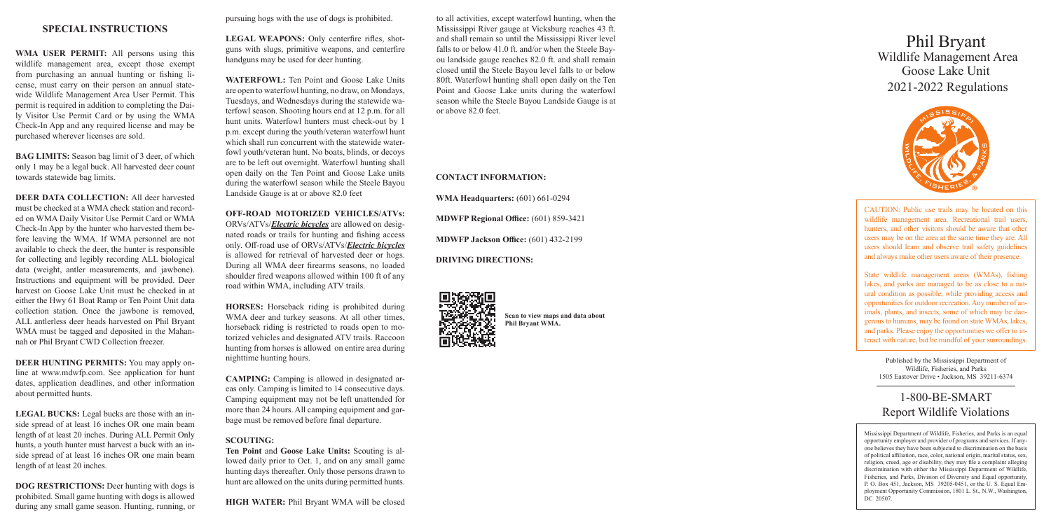## SPECIAL INSTRUCTIONS

**WMA USER PERMIT:** All persons using this wildlife management area, except those exempt from purchasing an annual hunting or fishing license, must carry on their person an annual statewide Wildlife Management Area User Permit. This permit is required in addition to completing the Daily Visitor Use Permit Card or by using the WMA Check-In App and any required license and may be purchased wherever licenses are sold.

**BAG LIMITS:** Season bag limit of 3 deer, of which only 1 may be a legal buck. All harvested deer count towards statewide bag limits.

**DEER DATA COLLECTION:** All deer harvested must be checked at a WMA check station and recorded on WMA Daily Visitor Use Permit Card or WMA Check-In App by the hunter who harvested them before leaving the WMA. If WMA personnel are not available to check the deer, the hunter is responsible for collecting and legibly recording ALL biological data (weight, antler measurements, and jawbone). Instructions and equipment will be provided. Deer harvest on Goose Lake Unit must be checked in at either the Hwy 61 Boat Ramp or Ten Point Unit data collection station. Once the jawbone is removed, ALL antlerless deer heads harvested on Phil Bryant WMA must be tagged and deposited in the Mahannah or Phil Bryant CWD Collection freezer.

**DEER HUNTING PERMITS:** You may apply online at www.mdwfp.com. See application for hunt dates, application deadlines, and other information about permitted hunts.

**LEGAL BUCKS:** Legal bucks are those with an inside spread of at least 16 inches OR one main beam length of at least 20 inches. During ALL Permit Only hunts, a youth hunter must harvest a buck with an inside spread of at least 16 inches OR one main beam length of at least 20 inches.

**DOG RESTRICTIONS:** Deer hunting with dogs is prohibited. Small game hunting with dogs is allowed during any small game season. Hunting, running, or pursuing hogs with the use of dogs is prohibited.

**LEGAL WEAPONS:** Only centerfire rifles, shotguns with slugs, primitive weapons, and centerfire handguns may be used for deer hunting.

**WATERFOWL:** Ten Point and Goose Lake Units are open to waterfowl hunting, no draw, on Mondays, Tuesdays, and Wednesdays during the statewide waterfowl season. Shooting hours end at 12 p.m. for all hunt units. Waterfowl hunters must check-out by 1 p.m. except during the youth/veteran waterfowl hunt which shall run concurrent with the statewide waterfowl youth/veteran hunt. No boats, blinds, or decoys are to be left out overnight. Waterfowl hunting shall open daily on the Ten Point and Goose Lake units during the waterfowl season while the Steele Bayou Landside Gauge is at or above 82.0 feet

**OFF-ROAD MOTORIZED VEHICLES/ATVs:** ORVs/ATVs/***Electric bicycles*** are allowed on designated roads or trails for hunting and fishing access only. Off-road use of ORVs/ATVs/***Electric bicycles*** is allowed for retrieval of harvested deer or hogs. During all WMA deer firearms seasons, no loaded shoulder fired weapons allowed within 100 ft of any road within WMA, including ATV trails.

**HORSES:** Horseback riding is prohibited during WMA deer and turkey seasons. At all other times, horseback riding is restricted to roads open to motorized vehicles and designated ATV trails. Raccoon hunting from horses is allowed on entire area during nighttime hunting hours.

**CAMPING:** Camping is allowed in designated areas only. Camping is limited to 14 consecutive days. Camping equipment may not be left unattended for more than 24 hours. All camping equipment and garbage must be removed before final departure.

**SCOUTING:**

**Ten Point** and **Goose Lake Units:** Scouting is allowed daily prior to Oct. 1, and on any small game hunting days thereafter. Only those persons drawn to hunt are allowed on the units during permitted hunts.

**HIGH WATER:** Phil Bryant WMA will be closed to all activities, except waterfowl hunting, when the Mississippi River gauge at Vicksburg reaches 43 ft. and shall remain so until the Mississippi River level falls to or below 41.0 ft. and/or when the Steele Bayou landside gauge reaches 82.0 ft. and shall remain closed until the Steele Bayou level falls to or below 80ft. Waterfowl hunting shall open daily on the Ten Point and Goose Lake units during the waterfowl season while the Steele Bayou Landside Gauge is at or above 82.0 feet.

**CONTACT INFORMATION:**

**WMA Headquarters:** (601) 661-0294

**MDWFP Regional Office:** (601) 859-3421

**MDWFP Jackson Office:** (601) 432-2199

**DRIVING DIRECTIONS:**

**Scan to view maps and data about Phil Bryant WMA.**

# Phil Bryant
## Wildlife Management Area
## Goose Lake Unit
## 2021-2022 Regulations

CAUTION: Public use trails may be located on this wildlife management area. Recreational trail users, hunters, and other visitors should be aware that other users may be on the area at the same time they are. All users should learn and observe trail safety guidelines and always make other users aware of their presence.

State wildlife management areas (WMAs), fishing lakes, and parks are managed to be as close to a natural condition as possible, while providing access and opportunities for outdoor recreation. Any number of animals, plants, and insects, some of which may be dangerous to humans, may be found on state WMAs, lakes, and parks. Please enjoy the opportunities we offer to interact with nature, but be mindful of your surroundings.

Published by the Mississippi Department of Wildlife, Fisheries, and Parks
1505 Eastover Drive • Jackson, MS 39211-6374

## 1-800-BE-SMART
## Report Wildlife Violations

Mississippi Department of Wildlife, Fisheries, and Parks is an equal opportunity employer and provider of programs and services. If anyone believes they have been subjected to discrimination on the basis of political affiliation, race, color, national origin, marital status, sex, religion, creed, age or disability, they may file a complaint alleging discrimination with either the Mississippi Department of Wildlife, Fisheries, and Parks, Division of Diversity and Equal opportunity, P. O. Box 451, Jackson, MS 39205-0451, or the U. S. Equal Employment Opportunity Commission, 1801 L. St., N.W., Washington, DC 20507.